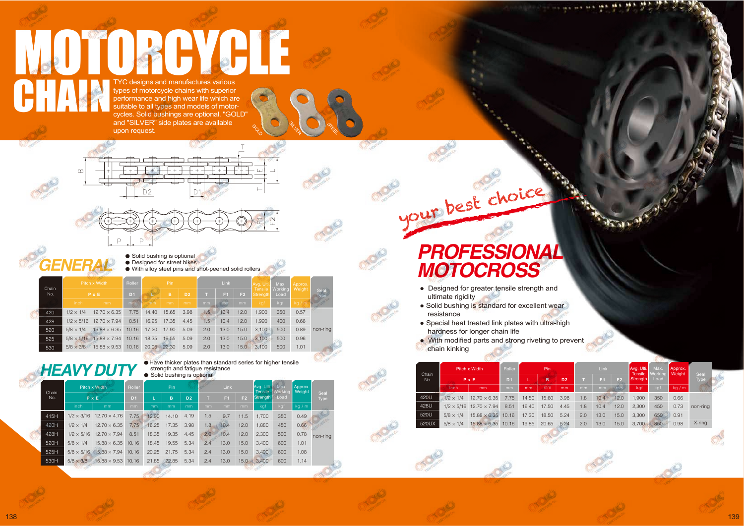# MOTORCYCLE CHAIN

TYC designs and manufactures various types of motorcycle chains with superior performance and high wear life which are suitable to all types and models of motorcycles. Solid bushings are optional. "GOLD" and "SILVER" side plates are available upon request.

GOLD SILVER STEEL

## GENERAL

- Solid bushing is optional
- Designed for street bikes
- With alloy steel pins and shot-peened solid rollers

| Chain No. | Pitch x Width | | Roller | Pin | | | Link | | | Avg. Ulti. Tensile Strength | Max. Working Load | Approx. Weight | Seal Type |
|---|---|---|---|---|---|---|---|---|---|---|---|---|---|
| | P x E | | D1 | L | B | D2 | T | F1 | F2 | | | | |
| | inch | mm | mm | mm | mm | mm | mm | mm | mm | kgf | kgf | kg / m | |
| 420 | 1/2 x 1/4 | 12.70 x 6.35 | 7.75 | 14.40 | 15.65 | 3.98 | 1.5 | 10.4 | 12.0 | 1,900 | 350 | 0.57 | non-ring |
| 428 | 1/2 x 5/16 | 12.70 x 7.94 | 8.51 | 16.25 | 17.35 | 4.45 | 1.5 | 10.4 | 12.0 | 1,920 | 400 | 0.66 | |
| 520 | 5/8 x 1/4 | 15.88 x 6.35 | 10.16 | 17.20 | 17.90 | 5.09 | 2.0 | 13.0 | 15.0 | 3,100 | 500 | 0.89 | |
| 525 | 5/8 x 5/16 | 15.88 x 7.94 | 10.16 | 18.35 | 19.55 | 5.09 | 2.0 | 13.0 | 15.0 | 3,100 | 500 | 0.96 | |
| 530 | 5/8 x 3/8 | 15.88 x 9.53 | 10.16 | 20.05 | 22.30 | 5.09 | 2.0 | 13.0 | 15.0 | 3,100 | 500 | 1.01 | |

## HEAVY DUTY

- Have thicker plates than standard series for higher tensile strength and fatigue resistance
- Solid bushing is optional

| Chain No. | Pitch x Width | | Roller | Pin | | | Link | | | Avg. Ulti. Tensile Strength | Max. Working Load | Approx. Weight | Seal Type |
|---|---|---|---|---|---|---|---|---|---|---|---|---|---|
| | P x E | | D1 | L | B | D2 | T | F1 | F2 | | | | |
| | inch | mm | mm | mm | mm | mm | mm | mm | mm | kgf | kgf | kg / m | |
| 415H | 1/2 x 3/16 | 12.70 x 4.76 | 7.75 | 12.90 | 14.10 | 4.19 | 1.5 | 9.7 | 11.5 | 1,700 | 350 | 0.49 | non-ring |
| 420H | 1/2 x 1/4 | 12.70 x 6.35 | 7.75 | 16.25 | 17.35 | 3.98 | 1.8 | 10.4 | 12.0 | 1,880 | 450 | 0.66 | |
| 428H | 1/2 x 5/16 | 12.70 x 7.94 | 8.51 | 18.35 | 19.35 | 4.45 | 2.0 | 10.4 | 12.0 | 2,300 | 500 | 0.78 | |
| 520H | 5/8 x 1/4 | 15.88 x 6.35 | 10.16 | 18.45 | 19.55 | 5.34 | 2.4 | 13.0 | 15.0 | 3,400 | 600 | 1.01 | |
| 525H | 5/8 x 5/16 | 15.88 x 7.94 | 10.16 | 20.25 | 21.75 | 5.34 | 2.4 | 13.0 | 15.0 | 3,400 | 600 | 1.08 | |
| 530H | 5/8 x 3/8 | 15.88 x 9.53 | 10.16 | 21.85 | 22.85 | 5.34 | 2.4 | 13.0 | 15.0 | 3,400 | 600 | 1.14 | |

your best choice

## PROFESSIONAL MOTOCROSS

- Designed for greater tensile strength and ultimate rigidity
- Solid bushing is standard for excellent wear resistance
- Special heat treated link plates with ultra-high hardness for longer chain life
- With modified parts and strong riveting to prevent chain kinking

| Chain No. | Pitch x Width | | Roller | Pin | | | Link | | | Avg. Ulti. Tensile Strength | Max. Working Load | Approx. Weight | Seal Type |
|---|---|---|---|---|---|---|---|---|---|---|---|---|---|
| | P x E | | D1 | L | B | D2 | T | F1 | F2 | | | | |
| | inch | mm | mm | mm | mm | mm | mm | mm | mm | kgf | kgf | kg / m | |
| 420U | 1/2 x 1/4 | 12.70 x 6.35 | 7.75 | 14.50 | 15.60 | 3.98 | 1.8 | 10.4 | 12.0 | 1,900 | 350 | 0.66 | non-ring |
| 428U | 1/2 x 5/16 | 12.70 x 7.94 | 8.51 | 16.40 | 17.50 | 4.45 | 1.8 | 10.4 | 12.0 | 2,300 | 450 | 0.73 | |
| 520U | 5/8 x 1/4 | 15.88 x 6.35 | 10.16 | 17.30 | 18.50 | 5.24 | 2.0 | 13.0 | 15.0 | 3,300 | 650 | 0.91 | |
| 520UX | 5/8 x 1/4 | 15.88 x 6.35 | 10.16 | 19.85 | 20.65 | 5.24 | 2.0 | 13.0 | 15.0 | 3,700 | 850 | 0.98 | X-ring |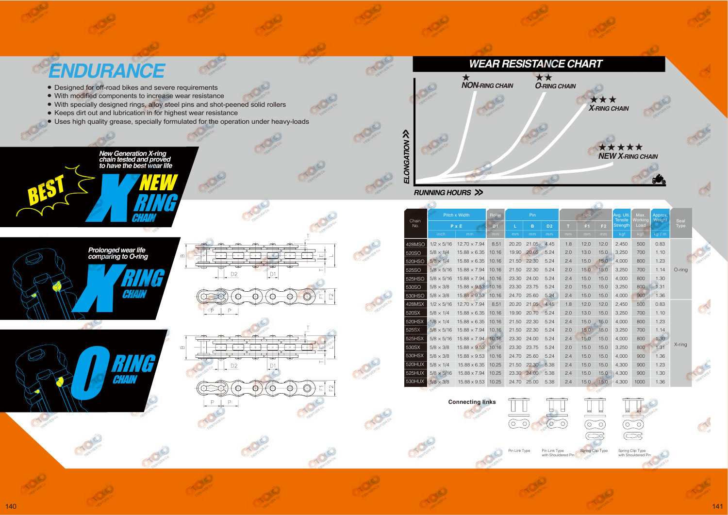# ENDURANCE

- Designed for off-road bikes and severe requirements
- With modified components to increase wear resistance
- With specially designed rings, alloy steel pins and shot-peened solid rollers
- Keeps dirt out and lubrication in for highest wear resistance
- Uses high quality grease, specially formulated for the operation under heavy-loads

New Generation X-ring chain tested and proved to have the best wear life

BEST NEW X RING CHAIN

Prolonged wear life comparing to O-ring

X RING CHAIN

O RING CHAIN

## WEAR RESISTANCE CHART

★ NON-RING CHAIN

★★ O-RING CHAIN

★★★ X-RING CHAIN

★★★★★ NEW X-RING CHAIN

ELONGATION

RUNNING HOURS

| Chain No. | Pitch x Width | | Roller | Pin | | | Link | | | Avg. Ulti. Tensile Strength | Max. Working Load | Approx. Weight | Seal Type |
|---|---|---|---|---|---|---|---|---|---|---|---|---|---|
| | P x E | | D1 | L | B | D2 | T | F1 | F2 | | | | |
| | inch | mm | mm | mm | mm | mm | mm | mm | mm | kgf | kgf | kg / m | |
| 428MSO | 1/2 x 5/16 | 12.70 x 7.94 | 8.51 | 20.20 | 21.05 | 4.45 | 1.8 | 12.0 | 12.0 | 2,450 | 500 | 0.83 | O-ring |
| 520SO | 5/8 x 1/4 | 15.88 x 6.35 | 10.16 | 19.90 | 20.65 | 5.24 | 2.0 | 13.0 | 15.0 | 3,250 | 700 | 1.10 | O-ring |
| 520HSO | 5/8 x 1/4 | 15.88 x 6.35 | 10.16 | 21.50 | 22.30 | 5.24 | 2.4 | 15.0 | 15.0 | 4,000 | 800 | 1.23 | O-ring |
| 525SO | 5/8 x 5/16 | 15.88 x 7.94 | 10.16 | 21.50 | 22.30 | 5.24 | 2.0 | 15.0 | 15.0 | 3,250 | 700 | 1.14 | O-ring |
| 525HSO | 5/8 x 5/16 | 15.88 x 7.94 | 10.16 | 23.30 | 24.00 | 5.24 | 2.4 | 15.0 | 15.0 | 4,000 | 800 | 1.30 | O-ring |
| 530SO | 5/8 x 3/8 | 15.88 x 9.53 | 10.16 | 23.30 | 23.75 | 5.24 | 2.0 | 15.0 | 15.0 | 3,250 | 800 | 1.31 | O-ring |
| 530HSO | 5/8 x 3/8 | 15.88 x 9.53 | 10.16 | 24.70 | 25.60 | 5.24 | 2.4 | 15.0 | 15.0 | 4,000 | 900 | 1.36 | O-ring |
| 428MSX | 1/2 x 5/16 | 12.70 x 7.94 | 8.51 | 20.20 | 21.05 | 4.45 | 1.8 | 12.0 | 12.0 | 2,450 | 500 | 0.83 | X-ring |
| 520SX | 5/8 x 1/4 | 15.88 x 6.35 | 10.16 | 19.90 | 20.70 | 5.24 | 2.0 | 13.0 | 15.0 | 3,250 | 700 | 1.10 | X-ring |
| 520HSX | 5/8 x 1/4 | 15.88 x 6.35 | 10.16 | 21.50 | 22.30 | 5.24 | 2.4 | 15.0 | 15.0 | 4,000 | 800 | 1.23 | X-ring |
| 525SX | 5/8 x 5/16 | 15.88 x 7.94 | 10.16 | 21.50 | 22.30 | 5.24 | 2.0 | 15.0 | 15.0 | 3,250 | 700 | 1.14 | X-ring |
| 525HSX | 5/8 x 5/16 | 15.88 x 7.94 | 10.16 | 23.30 | 24.00 | 5.24 | 2.4 | 15.0 | 15.0 | 4,000 | 800 | 1.30 | X-ring |
| 530SX | 5/8 x 3/8 | 15.88 x 9.53 | 10.16 | 23.30 | 23.75 | 5.24 | 2.0 | 15.0 | 15.0 | 3,250 | 800 | 1.31 | X-ring |
| 530HSX | 5/8 x 3/8 | 15.88 x 9.53 | 10.16 | 24.70 | 25.60 | 5.24 | 2.4 | 15.0 | 15.0 | 4,000 | 900 | 1.36 | X-ring |
| 520HUX | 5/8 x 1/4 | 15.88 x 6.35 | 10.25 | 21.50 | 22.30 | 5.38 | 2.4 | 15.0 | 15.0 | 4,300 | 900 | 1.23 | X-ring |
| 525HUX | 5/8 x 5/16 | 15.88 x 7.94 | 10.25 | 23.30 | 24.00 | 5.38 | 2.4 | 15.0 | 15.0 | 4,300 | 900 | 1.30 | X-ring |
| 530HUX | 5/8 x 3/8 | 15.88 x 9.53 | 10.25 | 24.70 | 25.00 | 5.38 | 2.4 | 15.0 | 15.0 | 4,300 | 1000 | 1.36 | X-ring |

**Connecting links**

Pin Link Type

Pin Link Type with Shouldered Pin

Spring Clip Type

Spring Clip Type with Shouldered Pin